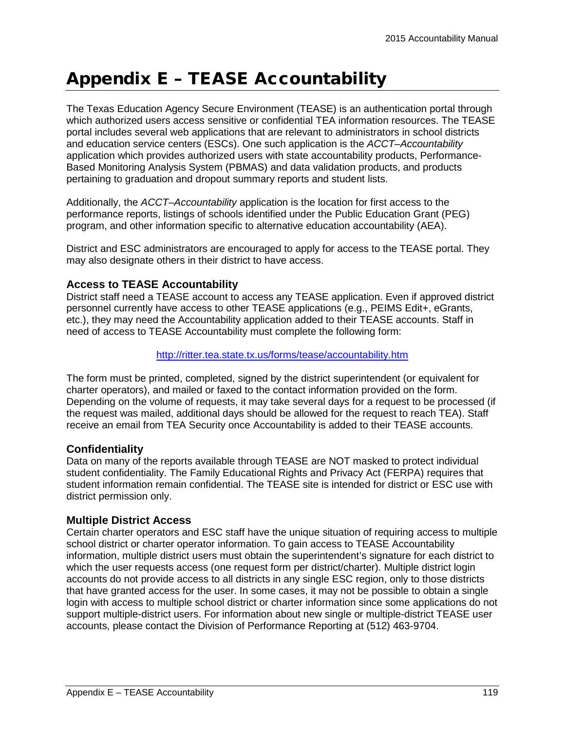# Appendix E – TEASE Accountability

The Texas Education Agency Secure Environment (TEASE) is an authentication portal through which authorized users access sensitive or confidential TEA information resources. The TEASE portal includes several web applications that are relevant to administrators in school districts and education service centers (ESCs). One such application is the *ACCT–Accountability* application which provides authorized users with state accountability products, Performance-Based Monitoring Analysis System (PBMAS) and data validation products, and products pertaining to graduation and dropout summary reports and student lists.

Additionally, the *ACCT–Accountability* application is the location for first access to the performance reports, listings of schools identified under the Public Education Grant (PEG) program, and other information specific to alternative education accountability (AEA).

District and ESC administrators are encouraged to apply for access to the TEASE portal. They may also designate others in their district to have access.

### Access to TEASE Accountability

District staff need a TEASE account to access any TEASE application. Even if approved district personnel currently have access to other TEASE applications (e.g., PEIMS Edit+, eGrants, etc.), they may need the Accountability application added to their TEASE accounts. Staff in need of access to TEASE Accountability must complete the following form:

http://ritter.tea.state.tx.us/forms/tease/accountability.htm

The form must be printed, completed, signed by the district superintendent (or equivalent for charter operators), and mailed or faxed to the contact information provided on the form. Depending on the volume of requests, it may take several days for a request to be processed (if the request was mailed, additional days should be allowed for the request to reach TEA). Staff receive an email from TEA Security once Accountability is added to their TEASE accounts.

### Confidentiality

Data on many of the reports available through TEASE are NOT masked to protect individual student confidentiality. The Family Educational Rights and Privacy Act (FERPA) requires that student information remain confidential. The TEASE site is intended for district or ESC use with district permission only.

### Multiple District Access

Certain charter operators and ESC staff have the unique situation of requiring access to multiple school district or charter operator information. To gain access to TEASE Accountability information, multiple district users must obtain the superintendent's signature for each district to which the user requests access (one request form per district/charter). Multiple district login accounts do not provide access to all districts in any single ESC region, only to those districts that have granted access for the user. In some cases, it may not be possible to obtain a single login with access to multiple school district or charter information since some applications do not support multiple-district users. For information about new single or multiple-district TEASE user accounts, please contact the Division of Performance Reporting at (512) 463-9704.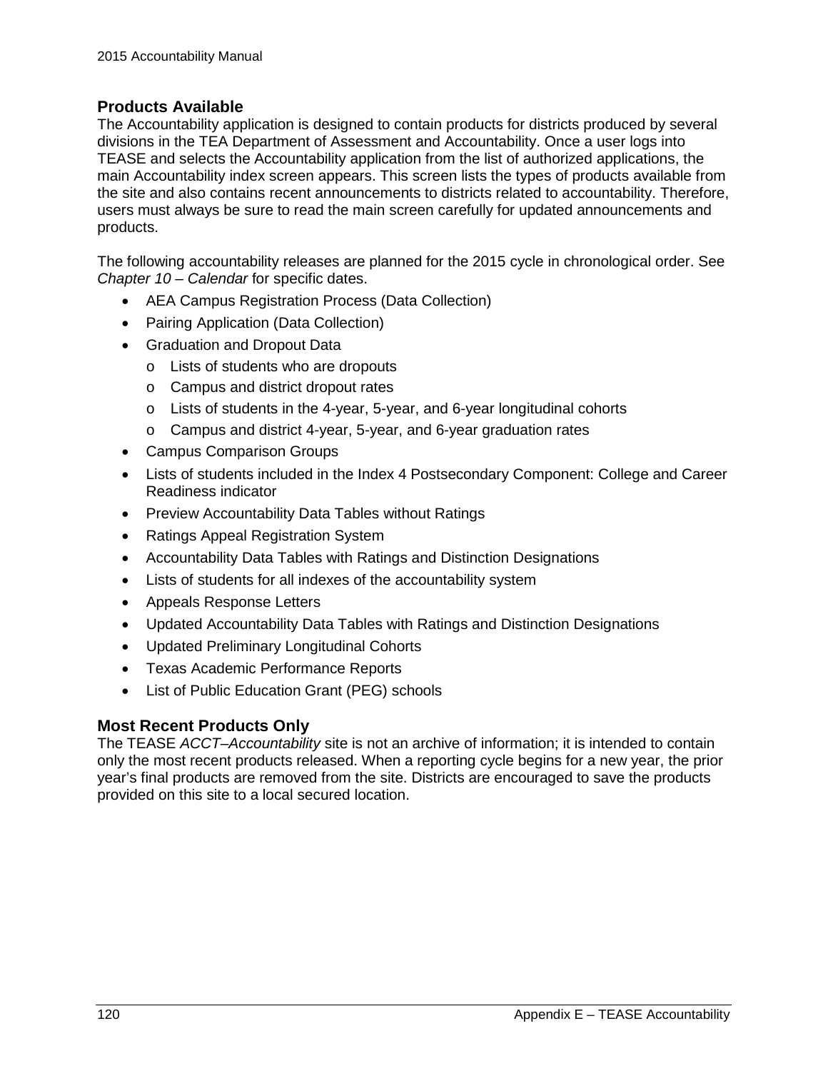## Products Available

The Accountability application is designed to contain products for districts produced by several divisions in the TEA Department of Assessment and Accountability. Once a user logs into TEASE and selects the Accountability application from the list of authorized applications, the main Accountability index screen appears. This screen lists the types of products available from the site and also contains recent announcements to districts related to accountability. Therefore, users must always be sure to read the main screen carefully for updated announcements and products.

The following accountability releases are planned for the 2015 cycle in chronological order. See *Chapter 10 – Calendar* for specific dates.

- AEA Campus Registration Process (Data Collection)
- Pairing Application (Data Collection)
- Graduation and Dropout Data
  - Lists of students who are dropouts
  - Campus and district dropout rates
  - Lists of students in the 4-year, 5-year, and 6-year longitudinal cohorts
  - Campus and district 4-year, 5-year, and 6-year graduation rates
- Campus Comparison Groups
- Lists of students included in the Index 4 Postsecondary Component: College and Career Readiness indicator
- Preview Accountability Data Tables without Ratings
- Ratings Appeal Registration System
- Accountability Data Tables with Ratings and Distinction Designations
- Lists of students for all indexes of the accountability system
- Appeals Response Letters
- Updated Accountability Data Tables with Ratings and Distinction Designations
- Updated Preliminary Longitudinal Cohorts
- Texas Academic Performance Reports
- List of Public Education Grant (PEG) schools

## Most Recent Products Only

The TEASE *ACCT–Accountability* site is not an archive of information; it is intended to contain only the most recent products released. When a reporting cycle begins for a new year, the prior year's final products are removed from the site. Districts are encouraged to save the products provided on this site to a local secured location.